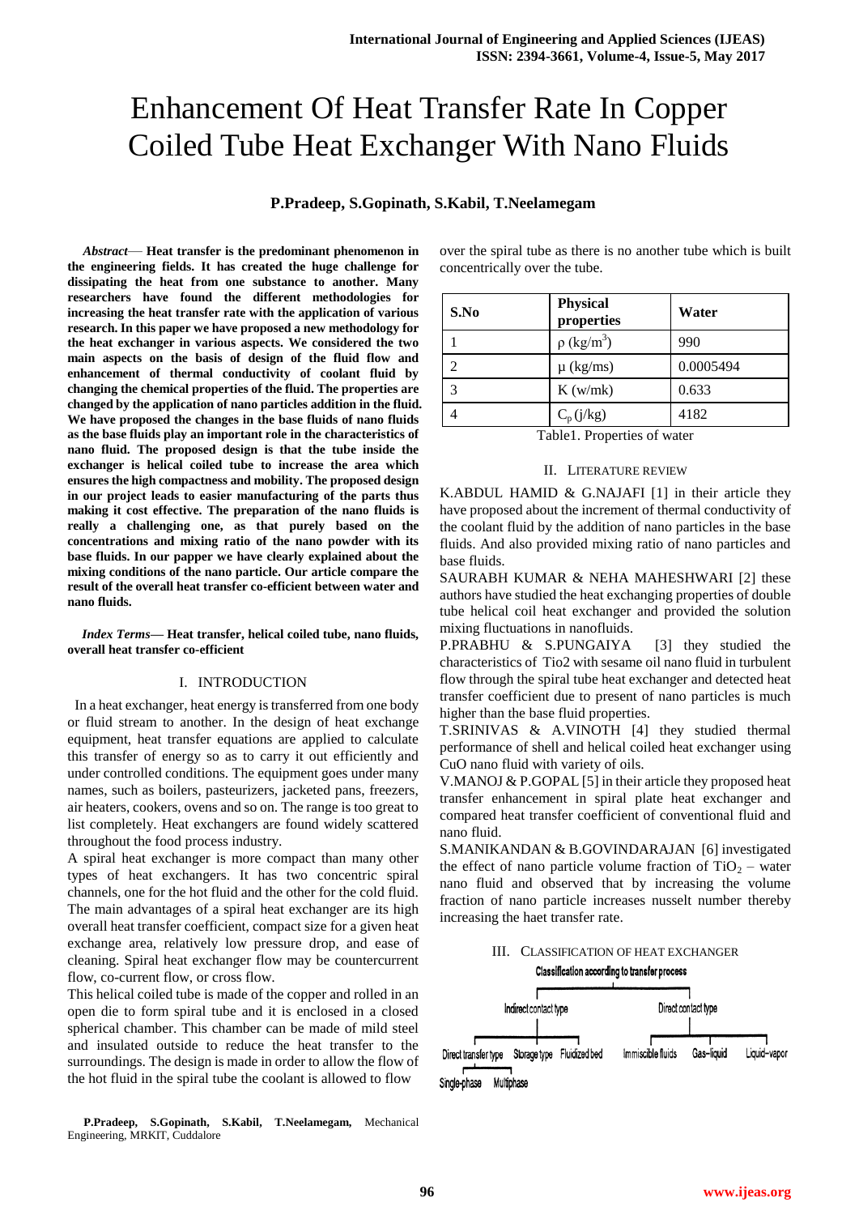# Enhancement Of Heat Transfer Rate In Copper Coiled Tube Heat Exchanger With Nano Fluids

**P.Pradeep, S.Gopinath, S.Kabil, T.Neelamegam**

***Abstract*— Heat transfer is the predominant phenomenon in the engineering fields. It has created the huge challenge for dissipating the heat from one substance to another. Many researchers have found the different methodologies for increasing the heat transfer rate with the application of various research. In this paper we have proposed a new methodology for the heat exchanger in various aspects. We considered the two main aspects on the basis of design of the fluid flow and enhancement of thermal conductivity of coolant fluid by changing the chemical properties of the fluid. The properties are changed by the application of nano particles addition in the fluid. We have proposed the changes in the base fluids of nano fluids as the base fluids play an important role in the characteristics of nano fluid. The proposed design is that the tube inside the exchanger is helical coiled tube to increase the area which ensures the high compactness and mobility. The proposed design in our project leads to easier manufacturing of the parts thus making it cost effective. The preparation of the nano fluids is really a challenging one, as that purely based on the concentrations and mixing ratio of the nano powder with its base fluids. In our papper we have clearly explained about the mixing conditions of the nano particle. Our article compare the result of the overall heat transfer co-efficient between water and nano fluids.**

***Index Terms*— Heat transfer, helical coiled tube, nano fluids, overall heat transfer co-efficient**

## I. INTRODUCTION

In a heat exchanger, heat energy is transferred from one body or fluid stream to another. In the design of heat exchange equipment, heat transfer equations are applied to calculate this transfer of energy so as to carry it out efficiently and under controlled conditions. The equipment goes under many names, such as boilers, pasteurizers, jacketed pans, freezers, air heaters, cookers, ovens and so on. The range is too great to list completely. Heat exchangers are found widely scattered throughout the food process industry.

A spiral heat exchanger is more compact than many other types of heat exchangers. It has two concentric spiral channels, one for the hot fluid and the other for the cold fluid. The main advantages of a spiral heat exchanger are its high overall heat transfer coefficient, compact size for a given heat exchange area, relatively low pressure drop, and ease of cleaning. Spiral heat exchanger flow may be countercurrent flow, co-current flow, or cross flow.

This helical coiled tube is made of the copper and rolled in an open die to form spiral tube and it is enclosed in a closed spherical chamber. This chamber can be made of mild steel and insulated outside to reduce the heat transfer to the surroundings. The design is made in order to allow the flow of the hot fluid in the spiral tube the coolant is allowed to flow over the spiral tube as there is no another tube which is built concentrically over the tube.

| S.No | Physical properties | Water |
|---|---|---|
| 1 | $\rho$ (kg/m$^3$) | 990 |
| 2 | $\mu$ (kg/ms) | 0.0005494 |
| 3 | K (w/mk) | 0.633 |
| 4 | $C_p$ (j/kg) | 4182 |

Table1. Properties of water

## II. LITERATURE REVIEW

K.ABDUL HAMID & G.NAJAFI [1] in their article they have proposed about the increment of thermal conductivity of the coolant fluid by the addition of nano particles in the base fluids. And also provided mixing ratio of nano particles and base fluids.

SAURABH KUMAR & NEHA MAHESHWARI [2] these authors have studied the heat exchanging properties of double tube helical coil heat exchanger and provided the solution mixing fluctuations in nanofluids.

P.PRABHU & S.PUNGAIYA [3] they studied the characteristics of Tio2 with sesame oil nano fluid in turbulent flow through the spiral tube heat exchanger and detected heat transfer coefficient due to present of nano particles is much higher than the base fluid properties.

T.SRINIVAS & A.VINOTH [4] they studied thermal performance of shell and helical coiled heat exchanger using CuO nano fluid with variety of oils.

V.MANOJ & P.GOPAL [5] in their article they proposed heat transfer enhancement in spiral plate heat exchanger and compared heat transfer coefficient of conventional fluid and nano fluid.

S.MANIKANDAN & B.GOVINDARAJAN [6] investigated the effect of nano particle volume fraction of $TiO_2$ – water nano fluid and observed that by increasing the volume fraction of nano particle increases nusselt number thereby increasing the haet transfer rate.

## III. CLASSIFICATION OF HEAT EXCHANGER

Classification according to transfer process

Indirect contact type

Direct contact type

Direct transfer type

Storage type

Fluidized bed

Immiscible fluids

Gas–liquid

Liquid–vapor

Single-phase

Multiphase

**P.Pradeep, S.Gopinath, S.Kabil, T.Neelamegam,** Mechanical Engineering, MRKIT, Cuddalore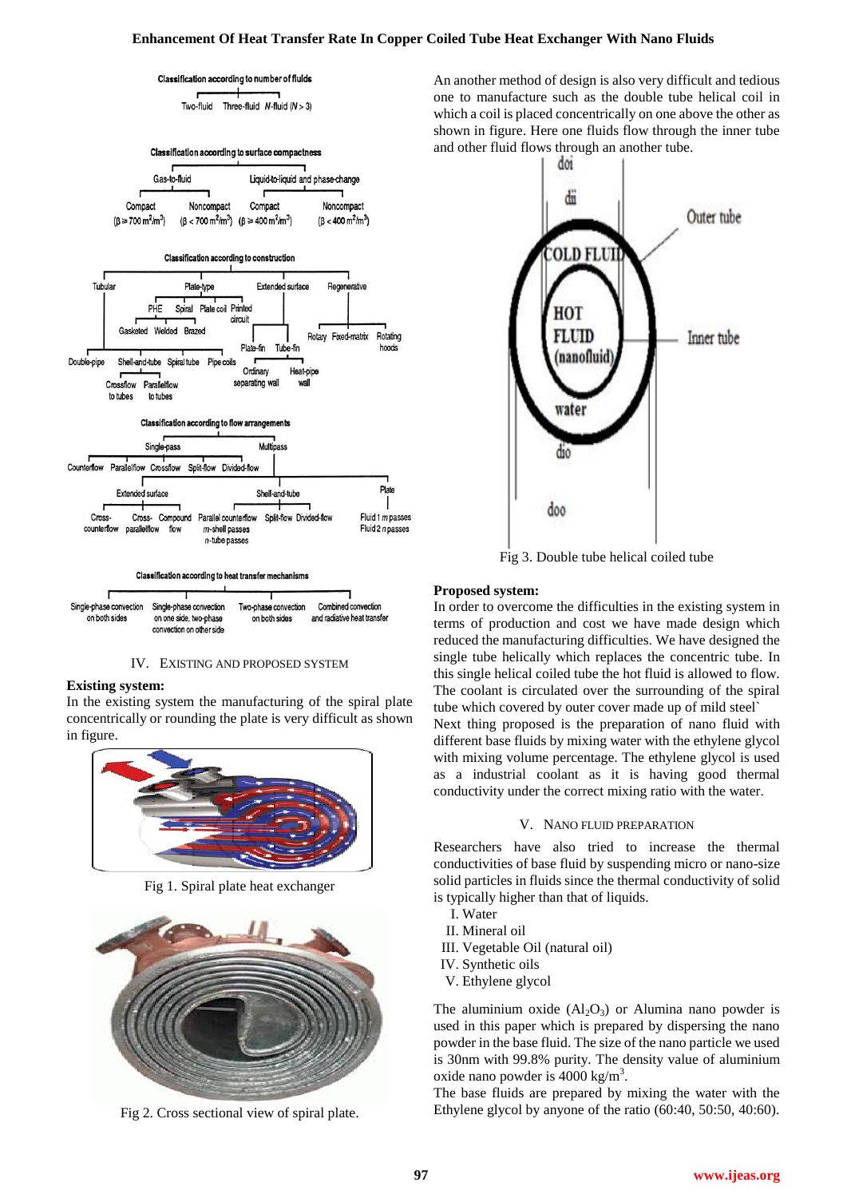Classification according to number of fluids

Two-fluid
Three-fluid
N-fluid (N > 3)

Classification according to surface compactness

Gas-to-fluid
Liquid-to-liquid and phase-change
Compact ($\beta \geq 700\ m^2/m^3$)
Noncompact ($\beta < 700\ m^2/m^3$)
Compact ($\beta \geq 400\ m^2/m^3$)
Noncompact ($\beta < 400\ m^2/m^3$)

Classification according to construction

Tubular
Plate-type
Extended surface
Regenerative
PHE
Spiral
Plate coil
Printed circuit
Gasketed
Welded
Brazed
Plate-fin
Tube-fin
Rotary
Fixed-matrix
Rotating hoods
Double-pipe
Shell-and-tube
Spiral tube
Pipe coils
Ordinary separating wall
Heat-pipe wall
Crossflow to tubes
Parallelflow to tubes

Classification according to flow arrangements

Single-pass
Multipass
Counterflow
Parallelflow
Crossflow
Split-flow
Divided-flow
Extended surface
Shell-and-tube
Plate
Cross-counterflow
Cross-parallelflow
Compound flow
Parallel counterflow m-shell passes n-tube passes
Split-flow
Divided-flow
Fluid 1 m passes
Fluid 2 n passes

Classification according to heat transfer mechanisms

Single-phase convection on both sides
Single-phase convection on one side, two-phase convection on other side
Two-phase convection on both sides
Combined convection and radiative heat transfer

## IV. Existing and Proposed System

**Existing system:**

In the existing system the manufacturing of the spiral plate concentrically or rounding the plate is very difficult as shown in figure.

Fig 1. Spiral plate heat exchanger

Fig 2. Cross sectional view of spiral plate.

An another method of design is also very difficult and tedious one to manufacture such as the double tube helical coil in which a coil is placed concentrically on one above the other as shown in figure. Here one fluids flow through the inner tube and other fluid flows through an another tube.

doi
dii
Outer tube
COLD FLUID
HOT FLUID (nanofluid)
Inner tube
water
dio
doo

Fig 3. Double tube helical coiled tube

**Proposed system:**

In order to overcome the difficulties in the existing system in terms of production and cost we have made design which reduced the manufacturing difficulties. We have designed the single tube helically which replaces the concentric tube. In this single helical coiled tube the hot fluid is allowed to flow. The coolant is circulated over the surrounding of the spiral tube which covered by outer cover made up of mild steel`
Next thing proposed is the preparation of nano fluid with different base fluids by mixing water with the ethylene glycol with mixing volume percentage. The ethylene glycol is used as a industrial coolant as it is having good thermal conductivity under the correct mixing ratio with the water.

## V. Nano Fluid Preparation

Researchers have also tried to increase the thermal conductivities of base fluid by suspending micro or nano-size solid particles in fluids since the thermal conductivity of solid is typically higher than that of liquids.

I. Water
II. Mineral oil
III. Vegetable Oil (natural oil)
IV. Synthetic oils
V. Ethylene glycol

The aluminium oxide ($Al_2O_3$) or Alumina nano powder is used in this paper which is prepared by dispersing the nano powder in the base fluid. The size of the nano particle we used is 30nm with 99.8% purity. The density value of aluminium oxide nano powder is 4000 $kg/m^3$.
The base fluids are prepared by mixing the water with the Ethylene glycol by anyone of the ratio (60:40, 50:50, 40:60).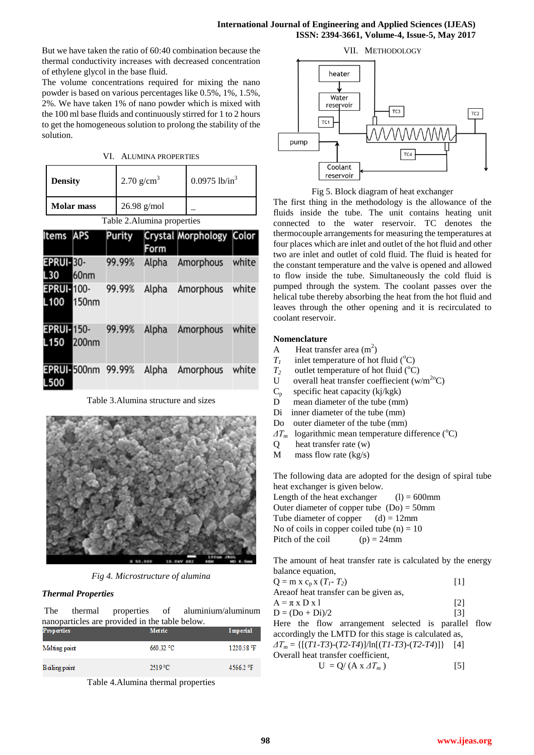But we have taken the ratio of 60:40 combination because the thermal conductivity increases with decreased concentration of ethylene glycol in the base fluid.

The volume concentrations required for mixing the nano powder is based on various percentages like 0.5%, 1%, 1.5%, 2%. We have taken 1% of nano powder which is mixed with the 100 ml base fluids and continuously stirred for 1 to 2 hours to get the homogeneous solution to prolong the stability of the solution.

## VI. Alumina Properties

| | | |
|---|---|---|
| **Density** | 2.70 g/cm$^3$ | 0.0975 lb/in$^3$ |
| **Molar mass** | 26.98 g/mol | – |

Table 2.Alumina properties

| Items | APS | Purity | Crystal Form | Morphology | Color |
|---|---|---|---|---|---|
| EPRUI-L30 | 30-60nm | 99.99% | Alpha | Amorphous | white |
| EPRUI-L100 | 100-150nm | 99.99% | Alpha | Amorphous | white |
| EPRUI-L150 | 150-200nm | 99.99% | Alpha | Amorphous | white |
| EPRUI-L500 | 500nm | 99.99% | Alpha | Amorphous | white |

Table 3.Alumina structure and sizes

*Fig 4. Microstructure of alumina*

### *Thermal Properties*

The thermal properties of aluminium/aluminum nanoparticles are provided in the table below.

| Properties | Metric | Imperial |
|---|---|---|
| Melting point | 660.32 °C | 1220.58 °F |
| Boiling point | 2519 °C | 4566.2 °F |

Table 4.Alumina thermal properties

## VII. Methodology

Fig 5. Block diagram of heat exchanger

The first thing in the methodology is the allowance of the fluids inside the tube. The unit contains heating unit connected to the water reservoir. TC denotes the thermocouple arrangements for measuring the temperatures at four places which are inlet and outlet of the hot fluid and other two are inlet and outlet of cold fluid. The fluid is heated for the constant temperature and the valve is opened and allowed to flow inside the tube. Simultaneously the cold fluid is pumped through the system. The coolant passes over the helical tube thereby absorbing the heat from the hot fluid and leaves through the other opening and it is recirculated to coolant reservoir.

### Nomenclature

- A  Heat transfer area (m$^2$)
- $T_1$  inlet temperature of hot fluid (°C)
- $T_2$  outlet temperature of hot fluid (°C)
- U  overall heat transfer coeffiecient (w/m$^{2o}$C)
- $C_p$  specific heat capacity (kj/kgk)
- D  mean diameter of the tube (mm)
- Di  inner diameter of the tube (mm)
- Do  outer diameter of the tube (mm)
- $\Delta T_m$  logarithmic mean temperature difference (°C)
- Q  heat transfer rate (w)
- M  mass flow rate (kg/s)

The following data are adopted for the design of spiral tube heat exchanger is given below.

Length of the heat exchanger (l) = 600mm
Outer diameter of copper tube (Do) = 50mm
Tube diameter of copper (d) = 12mm
No of coils in copper coiled tube (n) = 10
Pitch of the coil (p) = 24mm

The amount of heat transfer rate is calculated by the energy balance equation,

$$Q = m \times c_p \times (T_1 - T_2) \quad [1]$$

Areaof heat transfer can be given as,

$$A = \pi \times D \times l \quad [2]$$

$$D = (Do + Di)/2 \quad [3]$$

Here the flow arrangement selected is parallel flow accordingly the LMTD for this stage is calculated as,

$$\Delta T_m = \{[(T1\text{-}T3)\text{-}(T2\text{-}T4)]/\ln[(T1\text{-}T3)\text{-}(T2\text{-}T4)]\} \quad [4]$$

Overall heat transfer coefficient,

$$U = Q/(A \times \Delta T_m) \quad [5]$$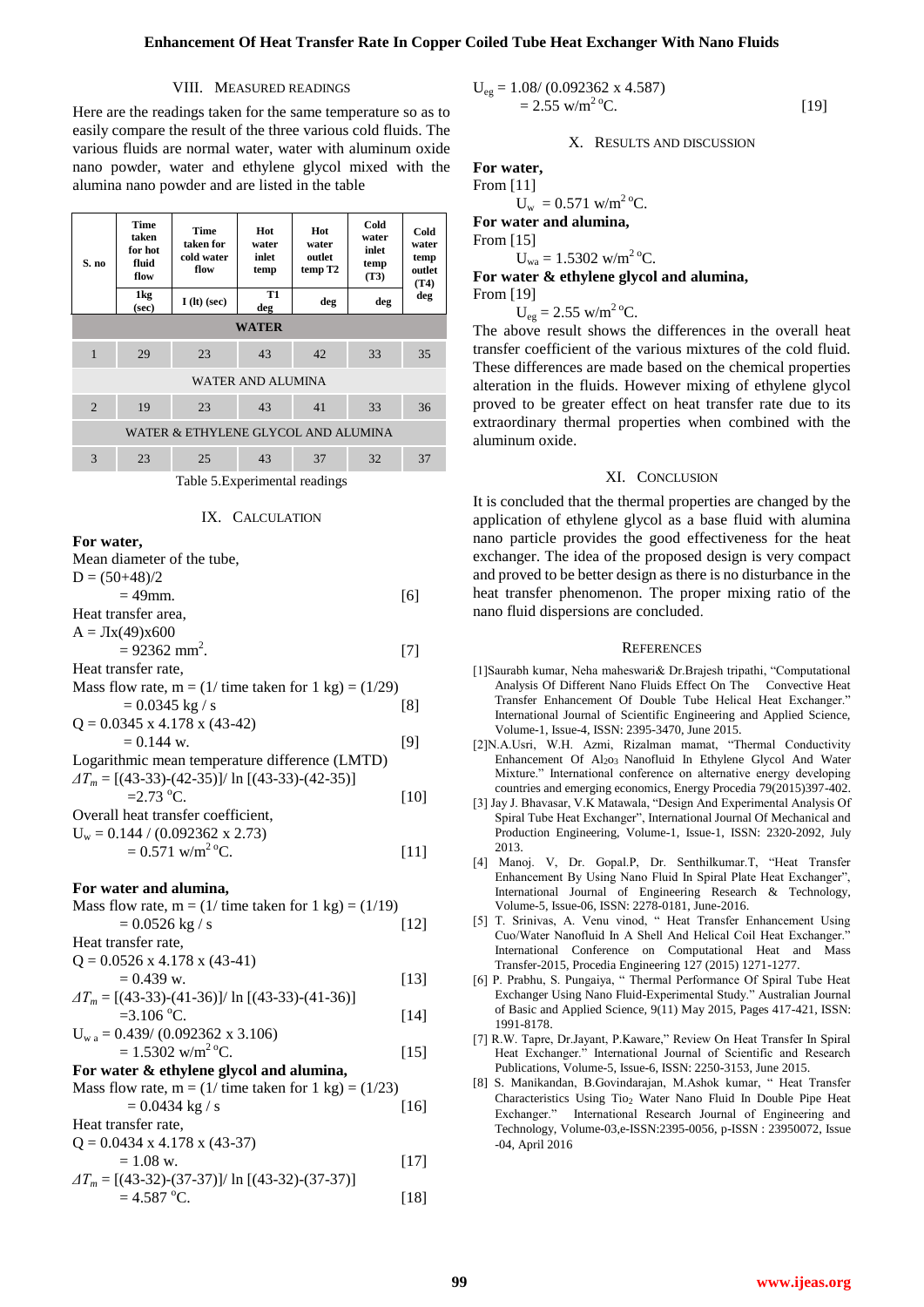## VIII. MEASURED READINGS

Here are the readings taken for the same temperature so as to easily compare the result of the three various cold fluids. The various fluids are normal water, water with aluminum oxide nano powder, water and ethylene glycol mixed with the alumina nano powder and are listed in the table

| S. no | Time taken for hot fluid flow | Time taken for cold water flow | Hot water inlet temp | Hot water outlet temp T2 | Cold water inlet temp (T3) | Cold water temp outlet (T4) |
|---|---|---|---|---|---|---|
| | 1kg (sec) | I (lt) (sec) | T1 deg | deg | deg | deg |
| **WATER** | | | | | | |
| 1 | 29 | 23 | 43 | 42 | 33 | 35 |
| WATER AND ALUMINA | | | | | | |
| 2 | 19 | 23 | 43 | 41 | 33 | 36 |
| WATER & ETHYLENE GLYCOL AND ALUMINA | | | | | | |
| 3 | 23 | 25 | 43 | 37 | 32 | 37 |

Table 5.Experimental readings

## IX. CALCULATION

**For water,**

Mean diameter of the tube,

$D = (50+48)/2$

$= 49\text{mm}.$ [6]

Heat transfer area,

$A = \pi x(49)x600$

$= 92362\ \text{mm}^2.$ [7]

Heat transfer rate,

Mass flow rate, m = (1/ time taken for 1 kg) = (1/29)

$= 0.0345$ kg / s [8]

$Q = 0.0345 \times 4.178 \times (43\text{-}42)$ [9]

$= 0.144$ w.

Logarithmic mean temperature difference (LMTD)

$\Delta T_m = [(43\text{-}33)\text{-}(42\text{-}35)]/ \ln [(43\text{-}33)\text{-}(42\text{-}35)]$

$=2.73\ ^{o}\text{C}.$ [10]

Overall heat transfer coefficient,

$U_w = 0.144 / (0.092362 \times 2.73)$

$= 0.571\ \text{w/m}^2\ ^{o}\text{C}.$ [11]

**For water and alumina,**

Mass flow rate, m = (1/ time taken for 1 kg) = (1/19)

$= 0.0526$ kg / s [12]

Heat transfer rate,

$Q = 0.0526 \times 4.178 \times (43\text{-}41)$

$= 0.439$ w. [13]

$\Delta T_m = [(43\text{-}33)\text{-}(41\text{-}36)]/ \ln [(43\text{-}33)\text{-}(41\text{-}36)]$

$=3.106\ ^{o}\text{C}.$ [14]

$U_{wa} = 0.439/ (0.092362 \times 3.106)$

$= 1.5302\ \text{w/m}^2\ ^{o}\text{C}.$ [15]

**For water & ethylene glycol and alumina,**

Mass flow rate, m = (1/ time taken for 1 kg) = (1/23)

$= 0.0434$ kg / s [16]

Heat transfer rate,

$Q = 0.0434 \times 4.178 \times (43\text{-}37)$

$= 1.08$ w. [17]

$\Delta T_m = [(43\text{-}32)\text{-}(37\text{-}37)]/ \ln [(43\text{-}32)\text{-}(37\text{-}37)]$

$= 4.587\ ^{o}\text{C}.$ [18]

$U_{eg} = 1.08/ (0.092362 \times 4.587)$

$= 2.55\ \text{w/m}^2\ ^{o}\text{C}.$ [19]

## X. RESULTS AND DISCUSSION

**For water,**

From [11]

$U_w = 0.571\ \text{w/m}^2\ ^{o}\text{C}.$

**For water and alumina,**

From [15]

$U_{wa} = 1.5302\ \text{w/m}^2\ ^{o}\text{C}.$

**For water & ethylene glycol and alumina,**

From [19]

$U_{eg} = 2.55\ \text{w/m}^2\ ^{o}\text{C}.$

The above result shows the differences in the overall heat transfer coefficient of the various mixtures of the cold fluid. These differences are made based on the chemical properties alteration in the fluids. However mixing of ethylene glycol proved to be greater effect on heat transfer rate due to its extraordinary thermal properties when combined with the aluminum oxide.

## XI. CONCLUSION

It is concluded that the thermal properties are changed by the application of ethylene glycol as a base fluid with alumina nano particle provides the good effectiveness for the heat exchanger. The idea of the proposed design is very compact and proved to be better design as there is no disturbance in the heat transfer phenomenon. The proper mixing ratio of the nano fluid dispersions are concluded.

## REFERENCES

[1]Saurabh kumar, Neha maheswari& Dr.Brajesh tripathi, "Computational Analysis Of Different Nano Fluids Effect On The Convective Heat Transfer Enhancement Of Double Tube Helical Heat Exchanger." International Journal of Scientific Engineering and Applied Science, Volume-1, Issue-4, ISSN: 2395-3470, June 2015.

[2]N.A.Usri, W.H. Azmi, Rizalman mamat, "Thermal Conductivity Enhancement Of $Al_2O_3$ Nanofluid In Ethylene Glycol And Water Mixture." International conference on alternative energy developing countries and emerging economics, Energy Procedia 79(2015)397-402.

[3] Jay J. Bhavasar, V.K Matawala, "Design And Experimental Analysis Of Spiral Tube Heat Exchanger", International Journal Of Mechanical and Production Engineering, Volume-1, Issue-1, ISSN: 2320-2092, July 2013.

[4] Manoj. V, Dr. Gopal.P, Dr. Senthilkumar.T, "Heat Transfer Enhancement By Using Nano Fluid In Spiral Plate Heat Exchanger", International Journal of Engineering Research & Technology, Volume-5, Issue-06, ISSN: 2278-0181, June-2016.

[5] T. Srinivas, A. Venu vinod, " Heat Transfer Enhancement Using Cuo/Water Nanofluid In A Shell And Helical Coil Heat Exchanger." International Conference on Computational Heat and Mass Transfer-2015, Procedia Engineering 127 (2015) 1271-1277.

[6] P. Prabhu, S. Pungaiya, " Thermal Performance Of Spiral Tube Heat Exchanger Using Nano Fluid-Experimental Study." Australian Journal of Basic and Applied Science, 9(11) May 2015, Pages 417-421, ISSN: 1991-8178.

[7] R.W. Tapre, Dr.Jayant, P.Kaware," Review On Heat Transfer In Spiral Heat Exchanger." International Journal of Scientific and Research Publications, Volume-5, Issue-6, ISSN: 2250-3153, June 2015.

[8] S. Manikandan, B.Govindarajan, M.Ashok kumar, " Heat Transfer Characteristics Using $TiO_2$ Water Nano Fluid In Double Pipe Heat Exchanger." International Research Journal of Engineering and Technology, Volume-03,e-ISSN:2395-0056, p-ISSN : 23950072, Issue -04, April 2016